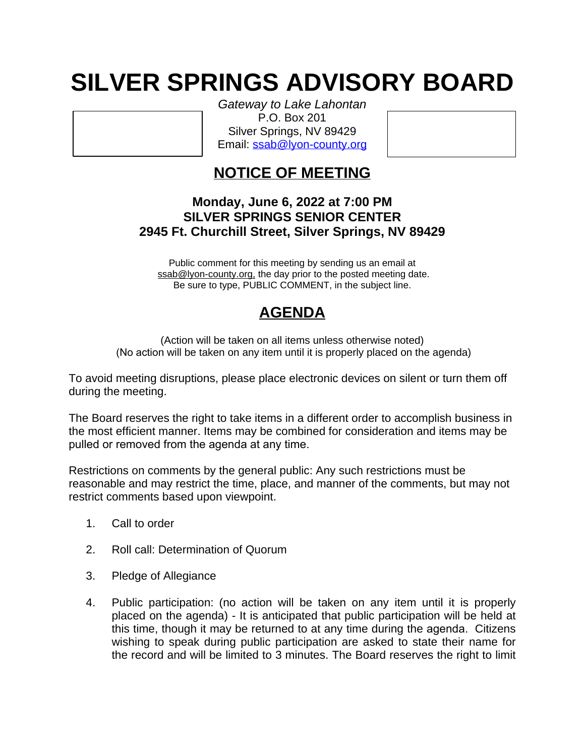# SILVER SPRINGS ADVISORY BOARD

*Gateway to Lake Lahontan*
P.O. Box 201
Silver Springs, NV 89429
Email: ssab@lyon-county.org

## NOTICE OF MEETING

**Monday, June 6, 2022 at 7:00 PM**
**SILVER SPRINGS SENIOR CENTER**
**2945 Ft. Churchill Street, Silver Springs, NV 89429**

Public comment for this meeting by sending us an email at ssab@lyon-county.org, the day prior to the posted meeting date. Be sure to type, PUBLIC COMMENT, in the subject line.

## AGENDA

(Action will be taken on all items unless otherwise noted)
(No action will be taken on any item until it is properly placed on the agenda)

To avoid meeting disruptions, please place electronic devices on silent or turn them off during the meeting.

The Board reserves the right to take items in a different order to accomplish business in the most efficient manner. Items may be combined for consideration and items may be pulled or removed from the agenda at any time.

Restrictions on comments by the general public: Any such restrictions must be reasonable and may restrict the time, place, and manner of the comments, but may not restrict comments based upon viewpoint.

1. Call to order
2. Roll call: Determination of Quorum
3. Pledge of Allegiance
4. Public participation: (no action will be taken on any item until it is properly placed on the agenda) - It is anticipated that public participation will be held at this time, though it may be returned to at any time during the agenda. Citizens wishing to speak during public participation are asked to state their name for the record and will be limited to 3 minutes. The Board reserves the right to limit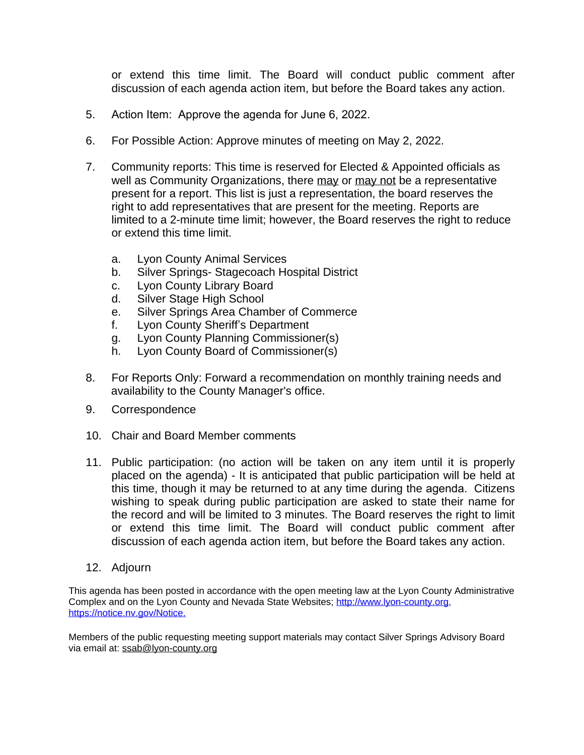or extend this time limit. The Board will conduct public comment after discussion of each agenda action item, but before the Board takes any action.

5. Action Item: Approve the agenda for June 6, 2022.

6. For Possible Action: Approve minutes of meeting on May 2, 2022.

7. Community reports: This time is reserved for Elected & Appointed officials as well as Community Organizations, there may or may not be a representative present for a report. This list is just a representation, the board reserves the right to add representatives that are present for the meeting. Reports are limited to a 2-minute time limit; however, the Board reserves the right to reduce or extend this time limit.

   a. Lyon County Animal Services
   b. Silver Springs- Stagecoach Hospital District
   c. Lyon County Library Board
   d. Silver Stage High School
   e. Silver Springs Area Chamber of Commerce
   f. Lyon County Sheriff's Department
   g. Lyon County Planning Commissioner(s)
   h. Lyon County Board of Commissioner(s)

8. For Reports Only: Forward a recommendation on monthly training needs and availability to the County Manager's office.

9. Correspondence

10. Chair and Board Member comments

11. Public participation: (no action will be taken on any item until it is properly placed on the agenda) - It is anticipated that public participation will be held at this time, though it may be returned to at any time during the agenda. Citizens wishing to speak during public participation are asked to state their name for the record and will be limited to 3 minutes. The Board reserves the right to limit or extend this time limit. The Board will conduct public comment after discussion of each agenda action item, but before the Board takes any action.

12. Adjourn

This agenda has been posted in accordance with the open meeting law at the Lyon County Administrative Complex and on the Lyon County and Nevada State Websites; http://www.lyon-county.org, https://notice.nv.gov/Notice.

Members of the public requesting meeting support materials may contact Silver Springs Advisory Board via email at: ssab@lyon-county.org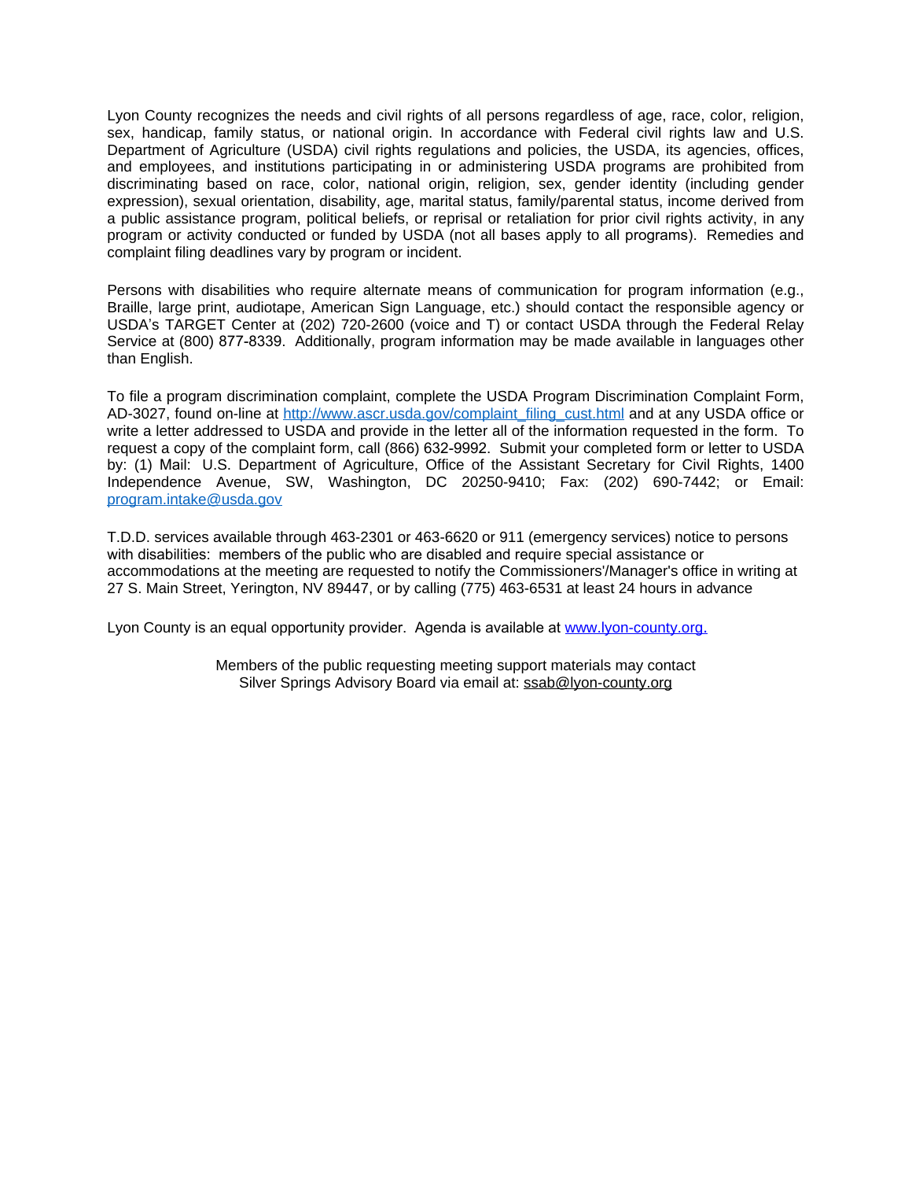Lyon County recognizes the needs and civil rights of all persons regardless of age, race, color, religion, sex, handicap, family status, or national origin. In accordance with Federal civil rights law and U.S. Department of Agriculture (USDA) civil rights regulations and policies, the USDA, its agencies, offices, and employees, and institutions participating in or administering USDA programs are prohibited from discriminating based on race, color, national origin, religion, sex, gender identity (including gender expression), sexual orientation, disability, age, marital status, family/parental status, income derived from a public assistance program, political beliefs, or reprisal or retaliation for prior civil rights activity, in any program or activity conducted or funded by USDA (not all bases apply to all programs). Remedies and complaint filing deadlines vary by program or incident.

Persons with disabilities who require alternate means of communication for program information (e.g., Braille, large print, audiotape, American Sign Language, etc.) should contact the responsible agency or USDA's TARGET Center at (202) 720-2600 (voice and T) or contact USDA through the Federal Relay Service at (800) 877-8339. Additionally, program information may be made available in languages other than English.

To file a program discrimination complaint, complete the USDA Program Discrimination Complaint Form, AD-3027, found on-line at http://www.ascr.usda.gov/complaint_filing_cust.html and at any USDA office or write a letter addressed to USDA and provide in the letter all of the information requested in the form. To request a copy of the complaint form, call (866) 632-9992. Submit your completed form or letter to USDA by: (1) Mail: U.S. Department of Agriculture, Office of the Assistant Secretary for Civil Rights, 1400 Independence Avenue, SW, Washington, DC 20250-9410; Fax: (202) 690-7442; or Email: program.intake@usda.gov

T.D.D. services available through 463-2301 or 463-6620 or 911 (emergency services) notice to persons with disabilities: members of the public who are disabled and require special assistance or accommodations at the meeting are requested to notify the Commissioners'/Manager's office in writing at 27 S. Main Street, Yerington, NV 89447, or by calling (775) 463-6531 at least 24 hours in advance

Lyon County is an equal opportunity provider. Agenda is available at www.lyon-county.org.

Members of the public requesting meeting support materials may contact
Silver Springs Advisory Board via email at: ssab@lyon-county.org